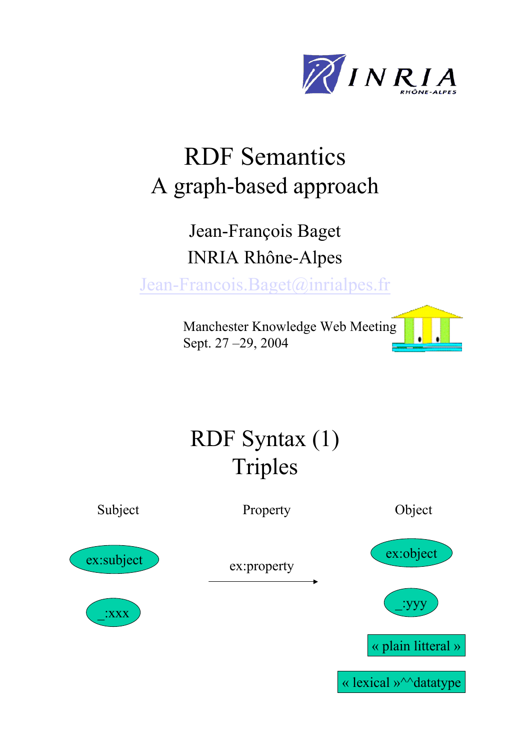# RDF Semantics
## A graph-based approach

Jean-François Baget

INRIA Rhône-Alpes

Jean-Francois.Baget@inrialpes.fr

Manchester Knowledge Web Meeting
Sept. 27 –29, 2004

# RDF Syntax (1)
## Triples

Subject | Property | Object

ex:subject

_:xxx

ex:property

ex:object

_:yyy

« plain litteral »

« lexical »^^datatype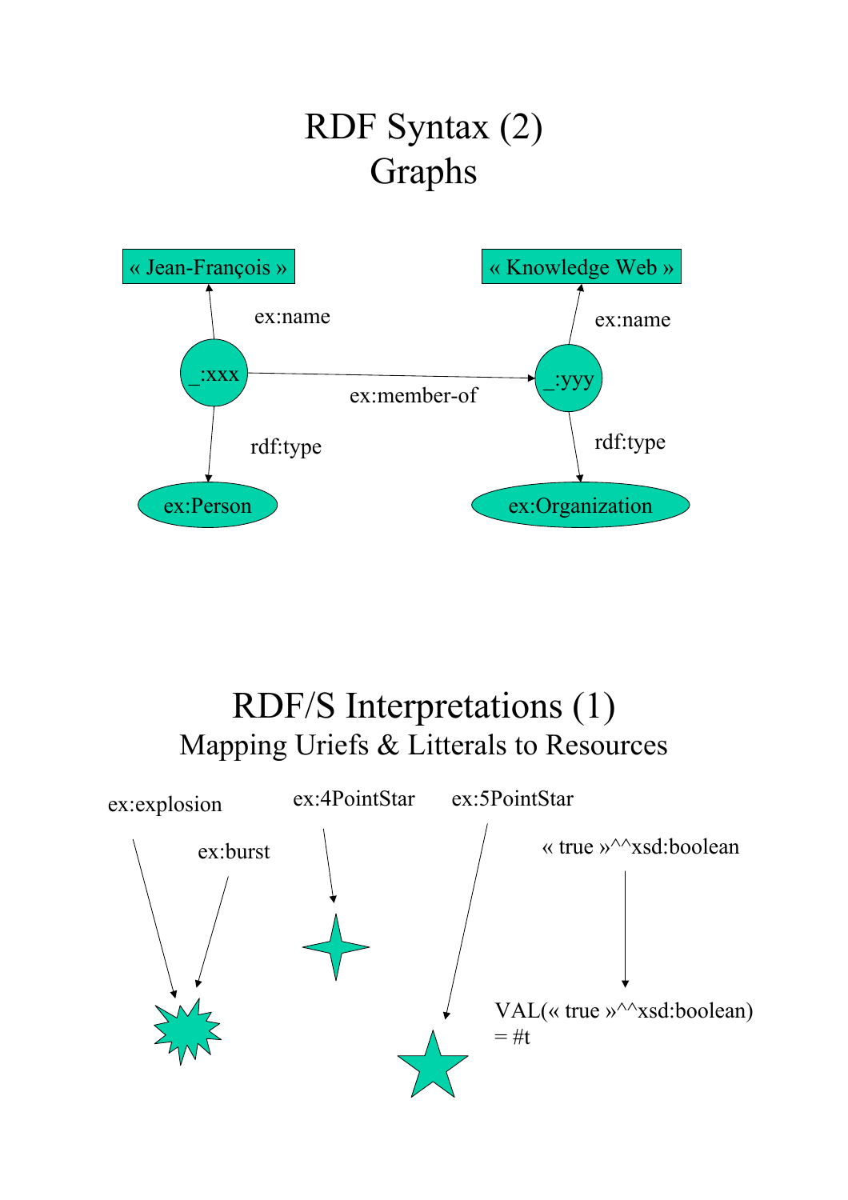# RDF Syntax (2)
# Graphs

« Jean-François »

ex:name

_:xxx

ex:member-of

rdf:type

ex:Person

« Knowledge Web »

ex:name

_:yyy

rdf:type

ex:Organization

# RDF/S Interpretations (1)
## Mapping Uriefs & Litterals to Resources

ex:explosion

ex:burst

ex:4PointStar

ex:5PointStar

« true »^^xsd:boolean

VAL(« true »^^xsd:boolean) = #t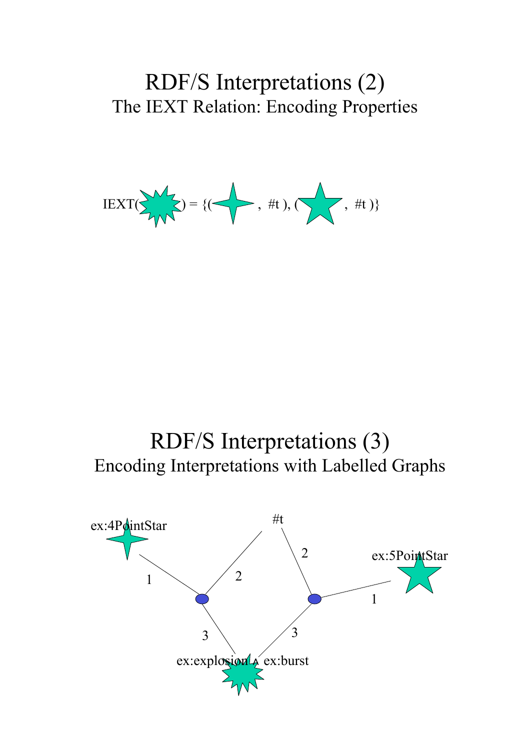# RDF/S Interpretations (2)

## The IEXT Relation: Encoding Properties

IEXT( ) = {( , #t ), ( , #t )}

# RDF/S Interpretations (3)

## Encoding Interpretations with Labelled Graphs

ex:4PointStar

#t

ex:5PointStar

1

2

2

1

3

3

ex:explosion ∧ ex:burst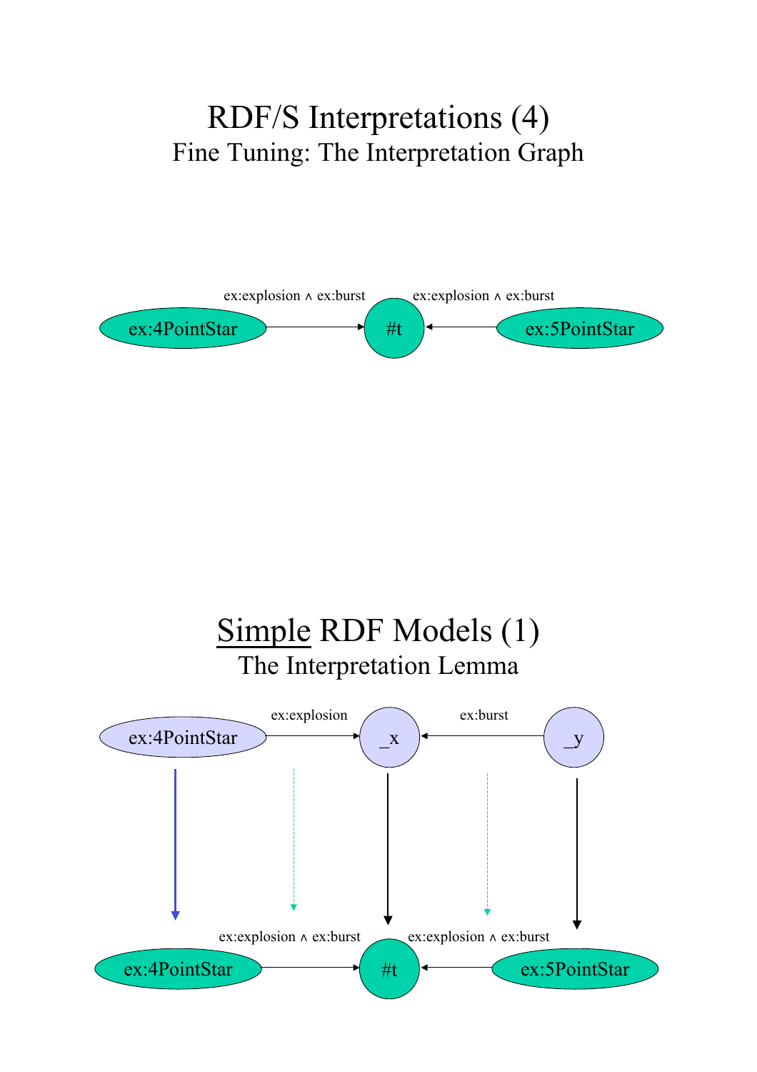# RDF/S Interpretations (4)

## Fine Tuning: The Interpretation Graph

ex:4PointStar —(ex:explosion ∧ ex:burst)→ #t ←(ex:explosion ∧ ex:burst)— ex:5PointStar

# <u>Simple</u> RDF Models (1)

## The Interpretation Lemma

ex:4PointStar —(ex:explosion)→ _x ←(ex:burst)— _y

ex:4PointStar —(ex:explosion ∧ ex:burst)→ #t ←(ex:explosion ∧ ex:burst)— ex:5PointStar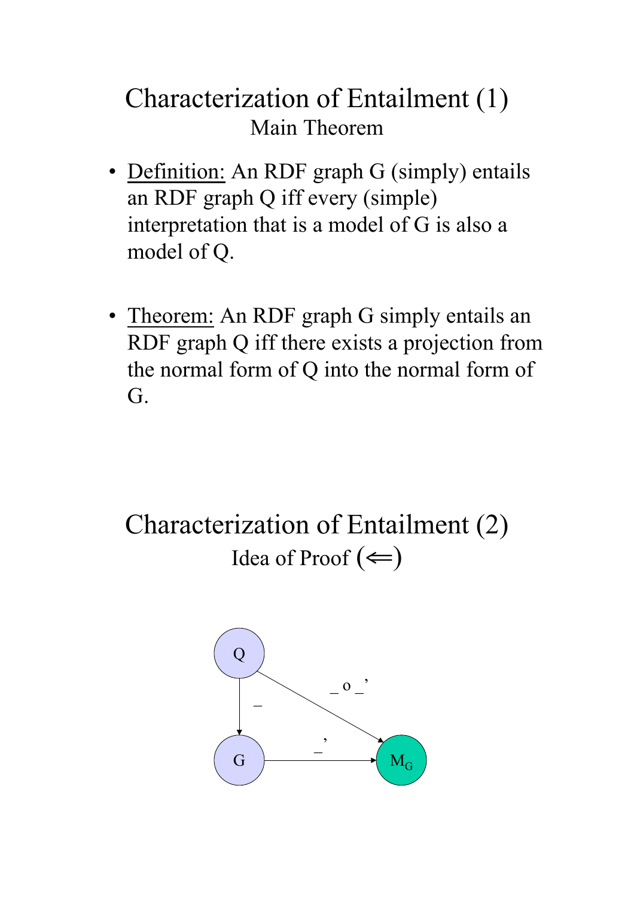# Characterization of Entailment (1)

## Main Theorem

- Definition: An RDF graph G (simply) entails an RDF graph Q iff every (simple) interpretation that is a model of G is also a model of Q.

- Theorem: An RDF graph G simply entails an RDF graph Q iff there exists a projection from the normal form of Q into the normal form of G.

# Characterization of Entailment (2)

## Idea of Proof (⇐)

Q

_

G

_ o _'

_'

$M_G$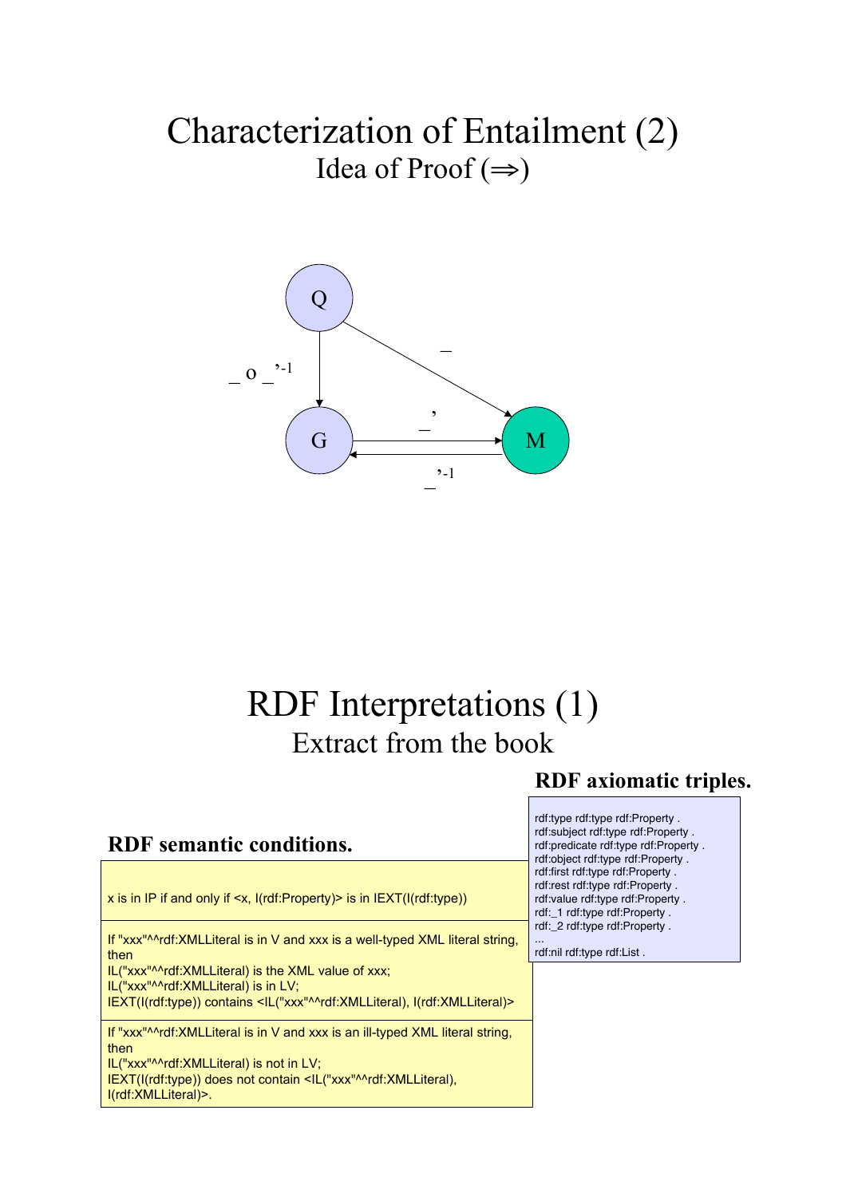# Characterization of Entailment (2)

## Idea of Proof (⇒)

Q → G: _ o _'^-1

Q → M: _

G → M: _'

M → G: _'^-1

# RDF Interpretations (1)

## Extract from the book

### RDF axiomatic triples.

```
rdf:type rdf:type rdf:Property .
rdf:subject rdf:type rdf:Property .
rdf:predicate rdf:type rdf:Property .
rdf:object rdf:type rdf:Property .
rdf:first rdf:type rdf:Property .
rdf:rest rdf:type rdf:Property .
rdf:value rdf:type rdf:Property .
rdf:_1 rdf:type rdf:Property .
rdf:_2 rdf:type rdf:Property .
...
rdf:nil rdf:type rdf:List .
```

### RDF semantic conditions.

| |
|---|
| x is in IP if and only if <x, I(rdf:Property)> is in IEXT(I(rdf:type)) |
| If "xxx"^^rdf:XMLLiteral is in V and xxx is a well-typed XML literal string, then<br>IL("xxx"^^rdf:XMLLiteral) is the XML value of xxx;<br>IL("xxx"^^rdf:XMLLiteral) is in LV;<br>IEXT(I(rdf:type)) contains <IL("xxx"^^rdf:XMLLiteral), I(rdf:XMLLiteral)> |
| If "xxx"^^rdf:XMLLiteral is in V and xxx is an ill-typed XML literal string, then<br>IL("xxx"^^rdf:XMLLiteral) is not in LV;<br>IEXT(I(rdf:type)) does not contain <IL("xxx"^^rdf:XMLLiteral), I(rdf:XMLLiteral)>. |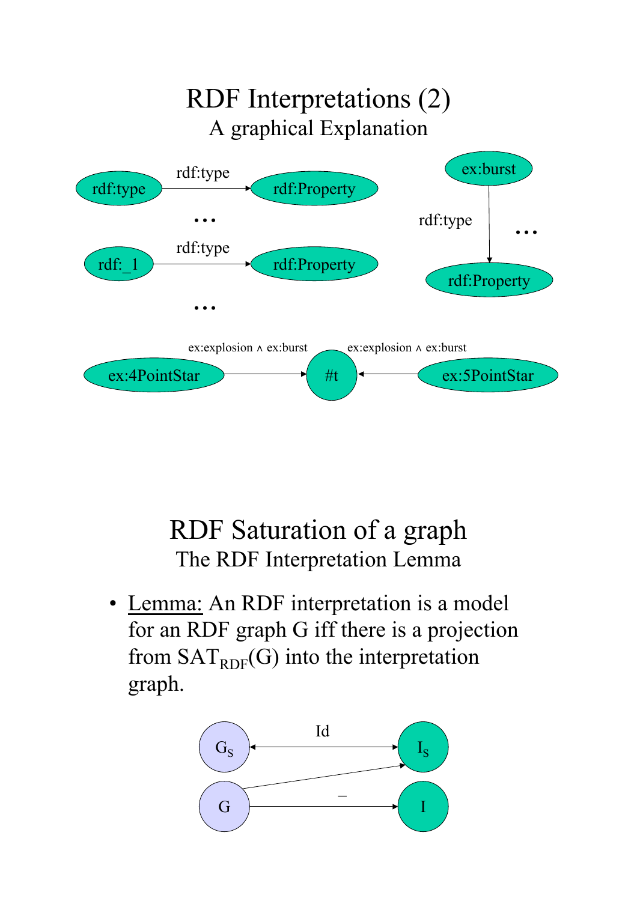# RDF Interpretations (2)

## A graphical Explanation

# RDF Saturation of a graph

## The RDF Interpretation Lemma

- Lemma: An RDF interpretation is a model for an RDF graph G iff there is a projection from $SAT_{RDF}(G)$ into the interpretation graph.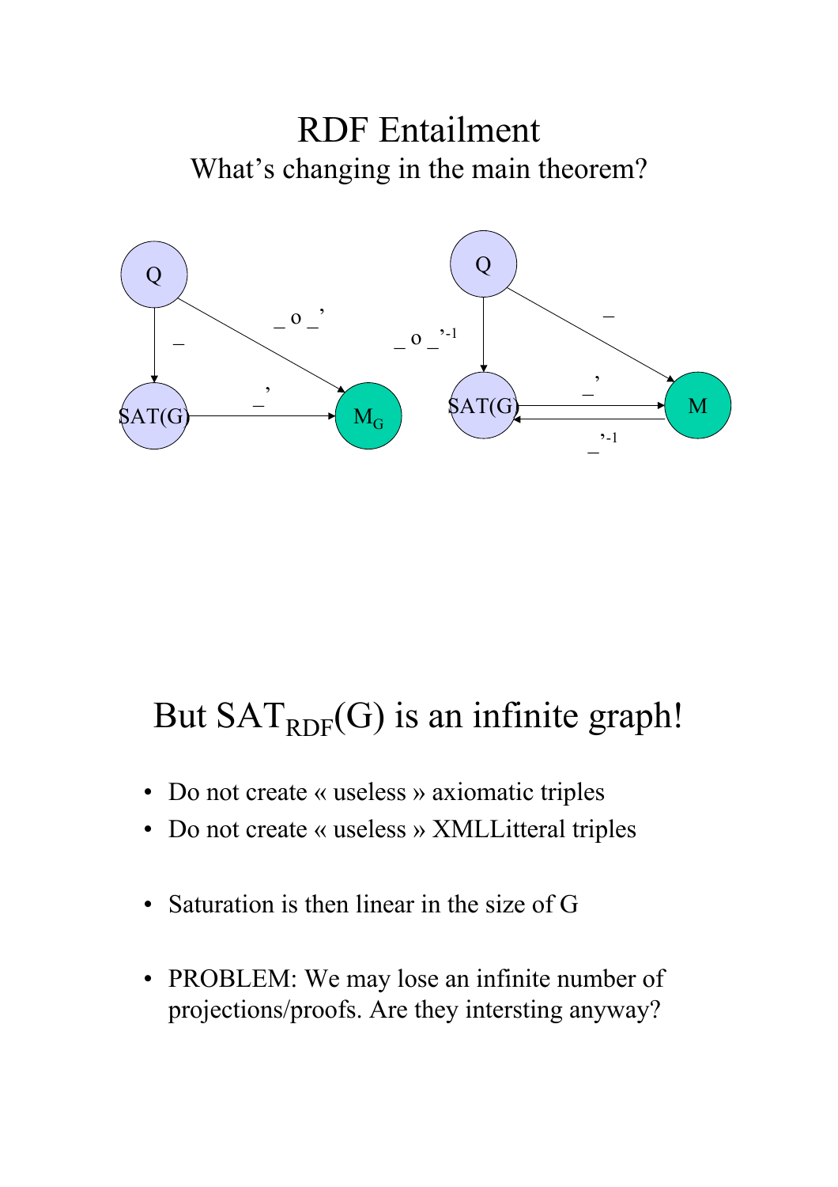# RDF Entailment

## What's changing in the main theorem?

Q → SAT(G): _ ; SAT(G) → $M_G$: _' ; Q → $M_G$: _ o _'

Q → SAT(G): _ o _'$^{-1}$ ; Q → M: _ ; SAT(G) → M: _' ; M → SAT(G): _'$^{-1}$

# But $SAT_{RDF}(G)$ is an infinite graph!

- Do not create « useless » axiomatic triples
- Do not create « useless » XMLLitteral triples

- Saturation is then linear in the size of G

- PROBLEM: We may lose an infinite number of projections/proofs. Are they intersting anyway?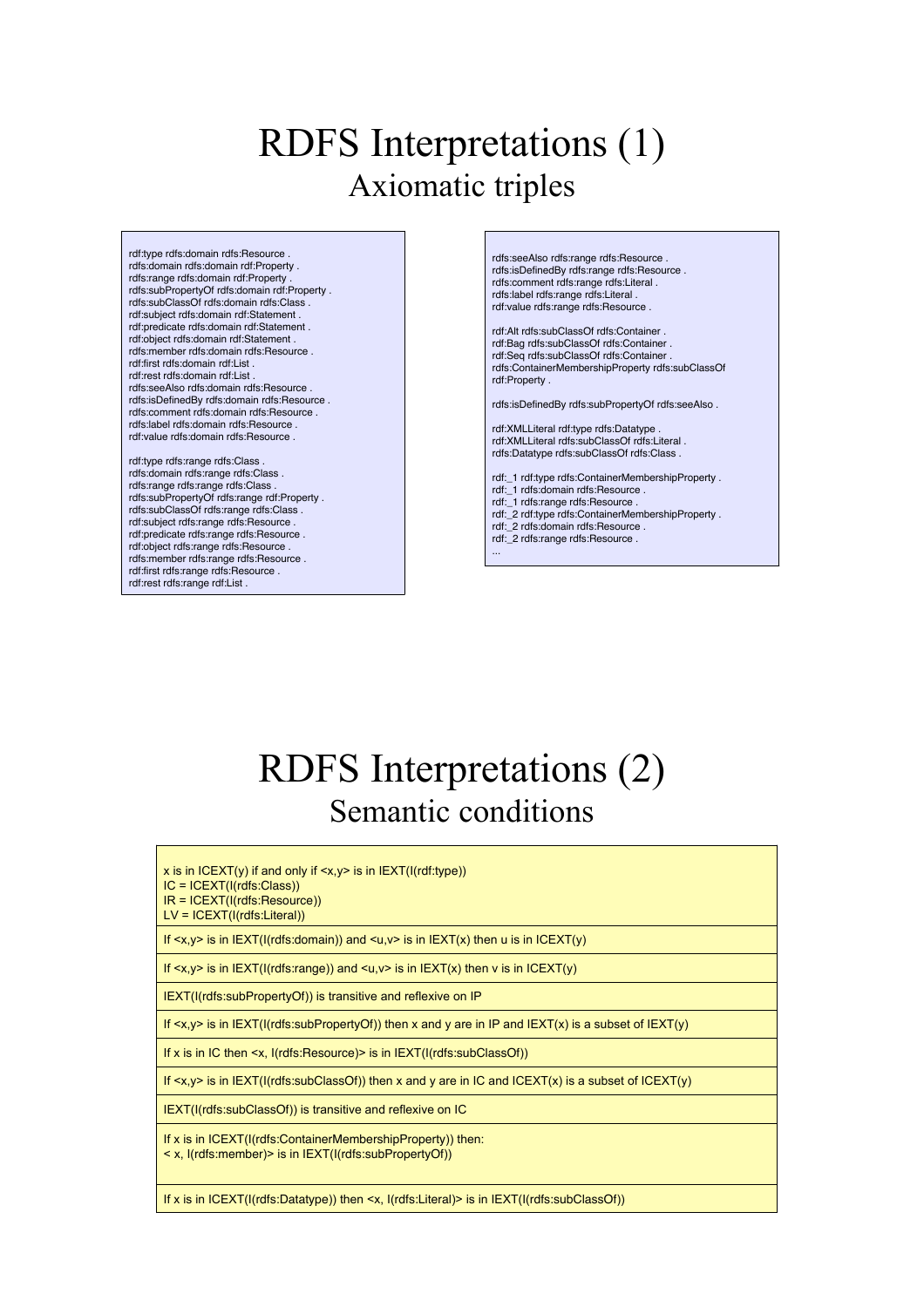# RDFS Interpretations (1)

## Axiomatic triples

```
rdf:type rdfs:domain rdfs:Resource .
rdfs:domain rdfs:domain rdf:Property .
rdfs:range rdfs:domain rdf:Property .
rdfs:subPropertyOf rdfs:domain rdf:Property .
rdfs:subClassOf rdfs:domain rdfs:Class .
rdf:subject rdfs:domain rdf:Statement .
rdf:predicate rdfs:domain rdf:Statement .
rdf:object rdfs:domain rdf:Statement .
rdfs:member rdfs:domain rdfs:Resource .
rdf:first rdfs:domain rdf:List .
rdf:rest rdfs:domain rdf:List .
rdfs:seeAlso rdfs:domain rdfs:Resource .
rdfs:isDefinedBy rdfs:domain rdfs:Resource .
rdfs:comment rdfs:domain rdfs:Resource .
rdfs:label rdfs:domain rdfs:Resource .
rdf:value rdfs:domain rdfs:Resource .

rdf:type rdfs:range rdfs:Class .
rdfs:domain rdfs:range rdfs:Class .
rdfs:range rdfs:range rdfs:Class .
rdfs:subPropertyOf rdfs:range rdf:Property .
rdfs:subClassOf rdfs:range rdfs:Class .
rdf:subject rdfs:range rdfs:Resource .
rdf:predicate rdfs:range rdfs:Resource .
rdf:object rdfs:range rdfs:Resource .
rdfs:member rdfs:range rdfs:Resource .
rdf:first rdfs:range rdfs:Resource .
rdf:rest rdfs:range rdf:List .
```

```
rdfs:seeAlso rdfs:range rdfs:Resource .
rdfs:isDefinedBy rdfs:range rdfs:Resource .
rdfs:comment rdfs:range rdfs:Literal .
rdfs:label rdfs:range rdfs:Literal .
rdf:value rdfs:range rdfs:Resource .

rdf:Alt rdfs:subClassOf rdfs:Container .
rdf:Bag rdfs:subClassOf rdfs:Container .
rdf:Seq rdfs:subClassOf rdfs:Container .
rdfs:ContainerMembershipProperty rdfs:subClassOf
rdf:Property .

rdfs:isDefinedBy rdfs:subPropertyOf rdfs:seeAlso .

rdf:XMLLiteral rdf:type rdfs:Datatype .
rdf:XMLLiteral rdfs:subClassOf rdfs:Literal .
rdfs:Datatype rdfs:subClassOf rdfs:Class .

rdf:_1 rdf:type rdfs:ContainerMembershipProperty .
rdf:_1 rdfs:domain rdfs:Resource .
rdf:_1 rdfs:range rdfs:Resource .
rdf:_2 rdf:type rdfs:ContainerMembershipProperty .
rdf:_2 rdfs:domain rdfs:Resource .
rdf:_2 rdfs:range rdfs:Resource .
...
```

# RDFS Interpretations (2)

## Semantic conditions

| |
|---|
| x is in ICEXT(y) if and only if <x,y> is in IEXT(I(rdf:type))<br>IC = ICEXT(I(rdfs:Class))<br>IR = ICEXT(I(rdfs:Resource))<br>LV = ICEXT(I(rdfs:Literal)) |
| If <x,y> is in IEXT(I(rdfs:domain)) and <u,v> is in IEXT(x) then u is in ICEXT(y) |
| If <x,y> is in IEXT(I(rdfs:range)) and <u,v> is in IEXT(x) then v is in ICEXT(y) |
| IEXT(I(rdfs:subPropertyOf)) is transitive and reflexive on IP |
| If <x,y> is in IEXT(I(rdfs:subPropertyOf)) then x and y are in IP and IEXT(x) is a subset of IEXT(y) |
| If x is in IC then <x, I(rdfs:Resource)> is in IEXT(I(rdfs:subClassOf)) |
| If <x,y> is in IEXT(I(rdfs:subClassOf)) then x and y are in IC and ICEXT(x) is a subset of ICEXT(y) |
| IEXT(I(rdfs:subClassOf)) is transitive and reflexive on IC |
| If x is in ICEXT(I(rdfs:ContainerMembershipProperty)) then:<br>< x, I(rdfs:member)> is in IEXT(I(rdfs:subPropertyOf)) |
| If x is in ICEXT(I(rdfs:Datatype)) then <x, I(rdfs:Literal)> is in IEXT(I(rdfs:subClassOf)) |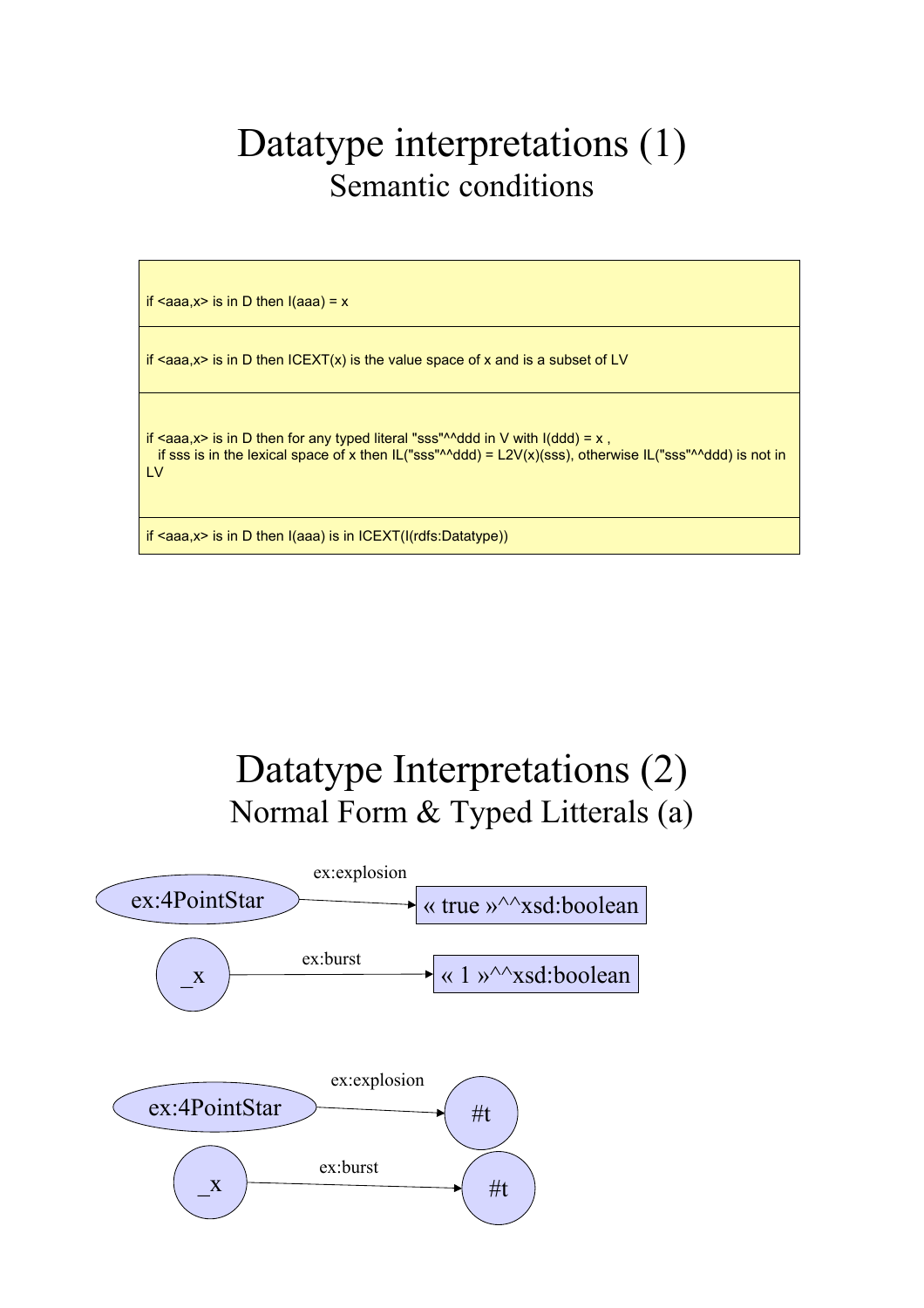# Datatype interpretations (1)

## Semantic conditions

| |
|---|
| if <aaa,x> is in D then I(aaa) = x |
| if <aaa,x> is in D then ICEXT(x) is the value space of x and is a subset of LV |
| if <aaa,x> is in D then for any typed literal "sss"^^ddd in V with I(ddd) = x , if sss is in the lexical space of x then IL("sss"^^ddd) = L2V(x)(sss), otherwise IL("sss"^^ddd) is not in LV |
| if <aaa,x> is in D then I(aaa) is in ICEXT(I(rdfs:Datatype)) |

# Datatype Interpretations (2)

## Normal Form & Typed Litterals (a)

ex:4PointStar — ex:explosion → « true »^^xsd:boolean

_x — ex:burst → « 1 »^^xsd:boolean

ex:4PointStar — ex:explosion → #t

_x — ex:burst → #t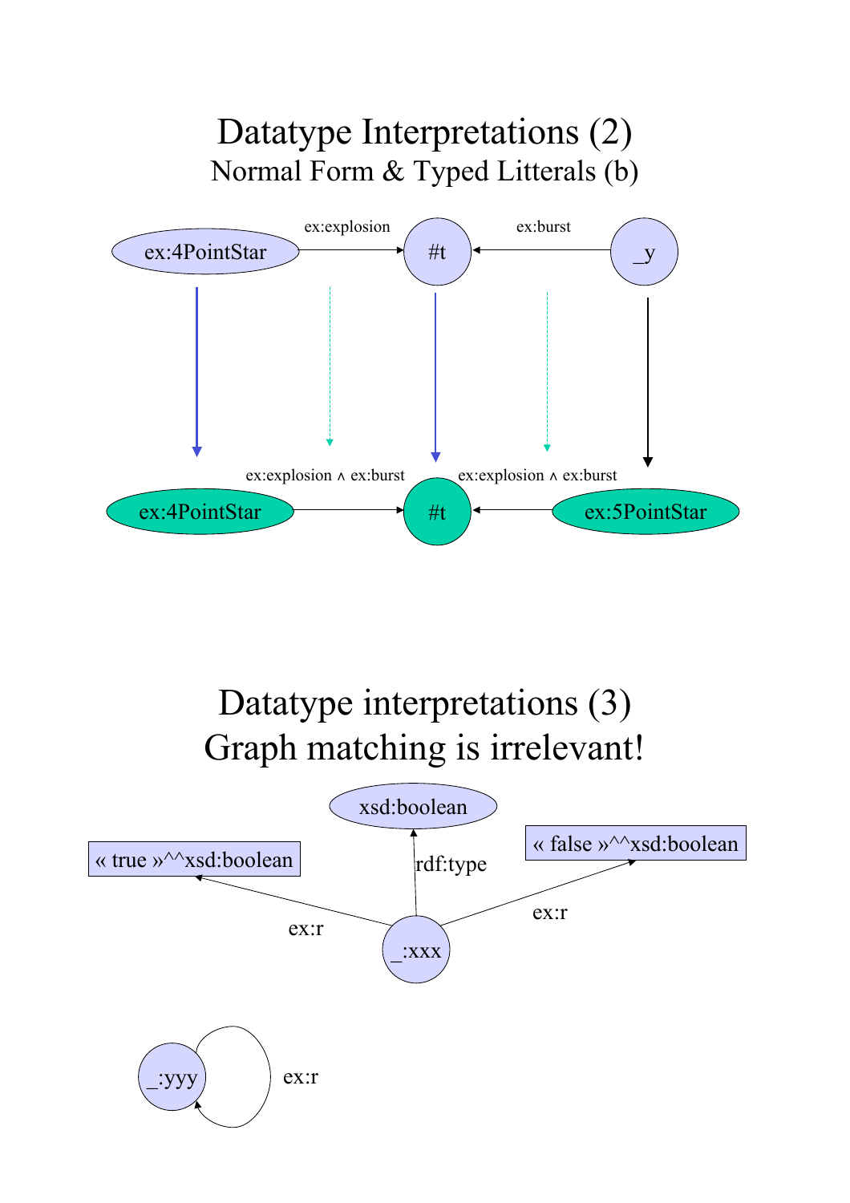# Datatype Interpretations (2)

## Normal Form & Typed Litterals (b)

ex:4PointStar — ex:explosion → #t ← ex:burst — _y

ex:4PointStar — ex:explosion ∧ ex:burst → #t ← ex:explosion ∧ ex:burst — ex:5PointStar

# Datatype interpretations (3)

## Graph matching is irrelevant!

_:xxx — rdf:type → xsd:boolean

_:xxx — ex:r → « true »^^xsd:boolean

_:xxx — ex:r → « false »^^xsd:boolean

_:yyy — ex:r → _:yyy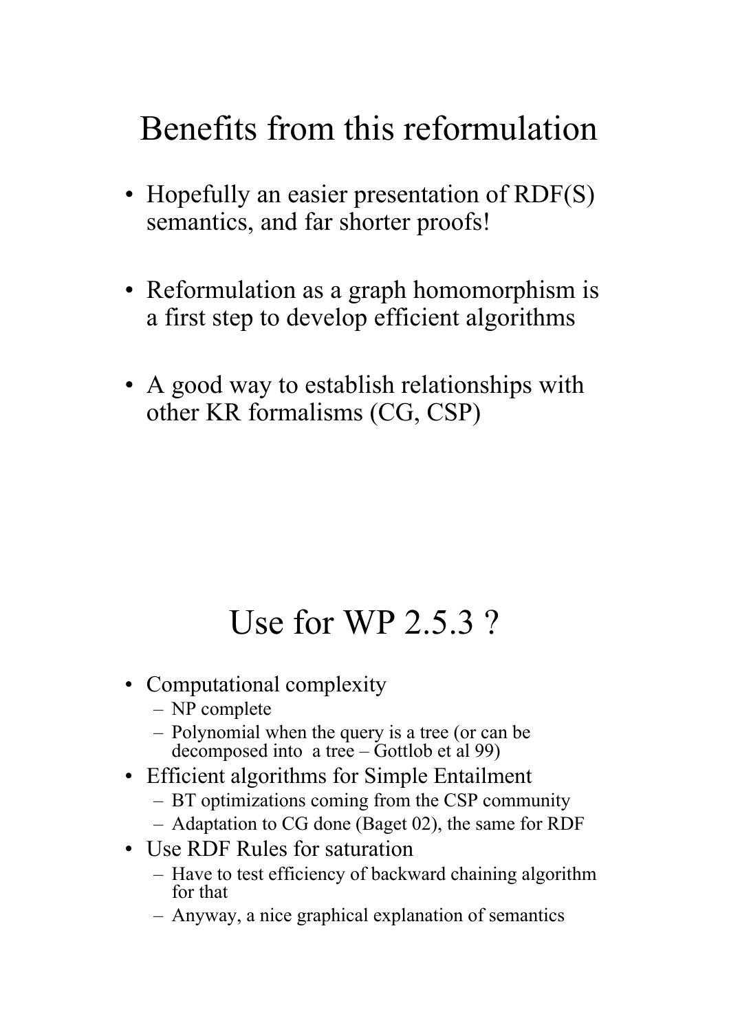# Benefits from this reformulation

- Hopefully an easier presentation of RDF(S) semantics, and far shorter proofs!
- Reformulation as a graph homomorphism is a first step to develop efficient algorithms
- A good way to establish relationships with other KR formalisms (CG, CSP)

# Use for WP 2.5.3 ?

- Computational complexity
  - NP complete
  - Polynomial when the query is a tree (or can be decomposed into a tree – Gottlob et al 99)
- Efficient algorithms for Simple Entailment
  - BT optimizations coming from the CSP community
  - Adaptation to CG done (Baget 02), the same for RDF
- Use RDF Rules for saturation
  - Have to test efficiency of backward chaining algorithm for that
  - Anyway, a nice graphical explanation of semantics